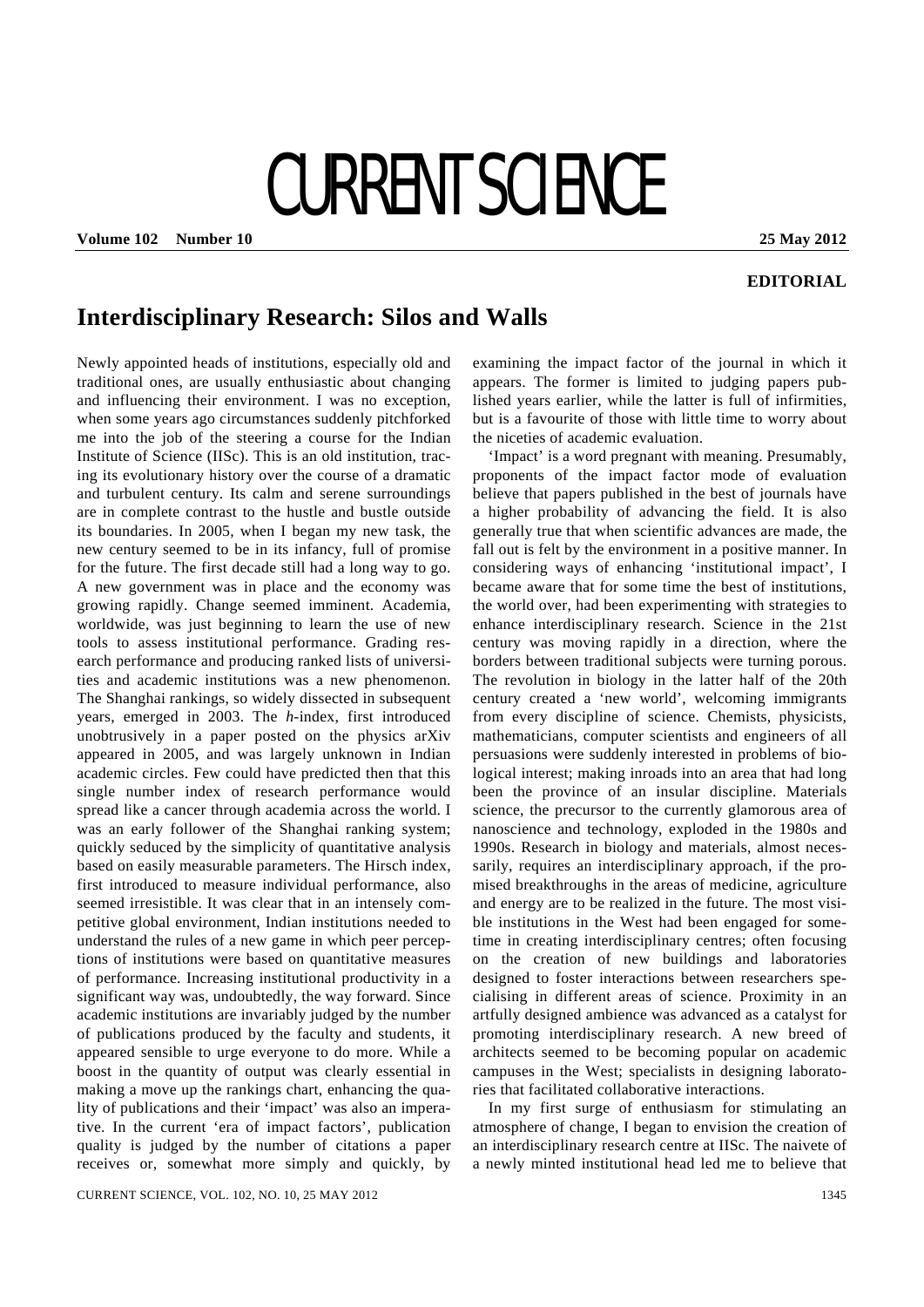# CURRENT SCIENCE

**EDITORIAL**

## Interdisciplinary Research: Silos and Walls

Newly appointed heads of institutions, especially old and traditional ones, are usually enthusiastic about changing and influencing their environment. I was no exception, when some years ago circumstances suddenly pitchforked me into the job of the steering a course for the Indian Institute of Science (IISc). This is an old institution, tracing its evolutionary history over the course of a dramatic and turbulent century. Its calm and serene surroundings are in complete contrast to the hustle and bustle outside its boundaries. In 2005, when I began my new task, the new century seemed to be in its infancy, full of promise for the future. The first decade still had a long way to go. A new government was in place and the economy was growing rapidly. Change seemed imminent. Academia, worldwide, was just beginning to learn the use of new tools to assess institutional performance. Grading research performance and producing ranked lists of universities and academic institutions was a new phenomenon. The Shanghai rankings, so widely dissected in subsequent years, emerged in 2003. The *h*-index, first introduced unobtrusively in a paper posted on the physics arXiv appeared in 2005, and was largely unknown in Indian academic circles. Few could have predicted then that this single number index of research performance would spread like a cancer through academia across the world. I was an early follower of the Shanghai ranking system; quickly seduced by the simplicity of quantitative analysis based on easily measurable parameters. The Hirsch index, first introduced to measure individual performance, also seemed irresistible. It was clear that in an intensely competitive global environment, Indian institutions needed to understand the rules of a new game in which peer perceptions of institutions were based on quantitative measures of performance. Increasing institutional productivity in a significant way was, undoubtedly, the way forward. Since academic institutions are invariably judged by the number of publications produced by the faculty and students, it appeared sensible to urge everyone to do more. While a boost in the quantity of output was clearly essential in making a move up the rankings chart, enhancing the quality of publications and their 'impact' was also an imperative. In the current 'era of impact factors', publication quality is judged by the number of citations a paper receives or, somewhat more simply and quickly, by examining the impact factor of the journal in which it appears. The former is limited to judging papers published years earlier, while the latter is full of infirmities, but is a favourite of those with little time to worry about the niceties of academic evaluation.

'Impact' is a word pregnant with meaning. Presumably, proponents of the impact factor mode of evaluation believe that papers published in the best of journals have a higher probability of advancing the field. It is also generally true that when scientific advances are made, the fall out is felt by the environment in a positive manner. In considering ways of enhancing 'institutional impact', I became aware that for some time the best of institutions, the world over, had been experimenting with strategies to enhance interdisciplinary research. Science in the 21st century was moving rapidly in a direction, where the borders between traditional subjects were turning porous. The revolution in biology in the latter half of the 20th century created a 'new world', welcoming immigrants from every discipline of science. Chemists, physicists, mathematicians, computer scientists and engineers of all persuasions were suddenly interested in problems of biological interest; making inroads into an area that had long been the province of an insular discipline. Materials science, the precursor to the currently glamorous area of nanoscience and technology, exploded in the 1980s and 1990s. Research in biology and materials, almost necessarily, requires an interdisciplinary approach, if the promised breakthroughs in the areas of medicine, agriculture and energy are to be realized in the future. The most visible institutions in the West had been engaged for sometime in creating interdisciplinary centres; often focusing on the creation of new buildings and laboratories designed to foster interactions between researchers specialising in different areas of science. Proximity in an artfully designed ambience was advanced as a catalyst for promoting interdisciplinary research. A new breed of architects seemed to be becoming popular on academic campuses in the West; specialists in designing laboratories that facilitated collaborative interactions.

In my first surge of enthusiasm for stimulating an atmosphere of change, I began to envision the creation of an interdisciplinary research centre at IISc. The naivete of a newly minted institutional head led me to believe that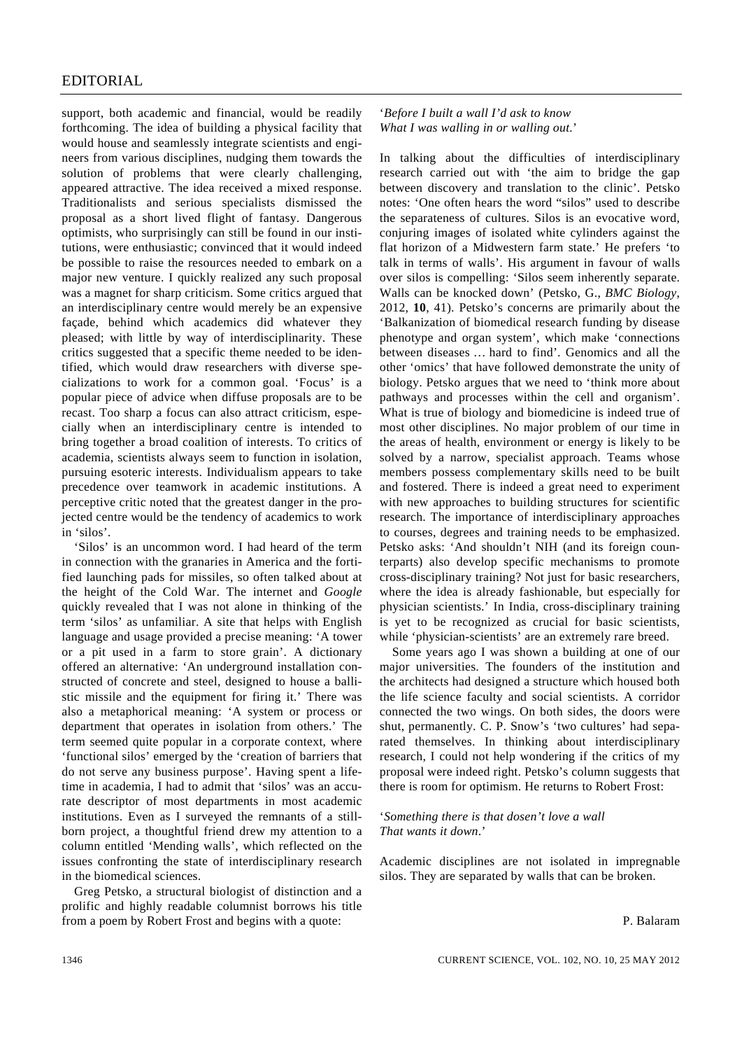support, both academic and financial, would be readily forthcoming. The idea of building a physical facility that would house and seamlessly integrate scientists and engineers from various disciplines, nudging them towards the solution of problems that were clearly challenging, appeared attractive. The idea received a mixed response. Traditionalists and serious specialists dismissed the proposal as a short lived flight of fantasy. Dangerous optimists, who surprisingly can still be found in our institutions, were enthusiastic; convinced that it would indeed be possible to raise the resources needed to embark on a major new venture. I quickly realized any such proposal was a magnet for sharp criticism. Some critics argued that an interdisciplinary centre would merely be an expensive façade, behind which academics did whatever they pleased; with little by way of interdisciplinarity. These critics suggested that a specific theme needed to be identified, which would draw researchers with diverse specializations to work for a common goal. 'Focus' is a popular piece of advice when diffuse proposals are to be recast. Too sharp a focus can also attract criticism, especially when an interdisciplinary centre is intended to bring together a broad coalition of interests. To critics of academia, scientists always seem to function in isolation, pursuing esoteric interests. Individualism appears to take precedence over teamwork in academic institutions. A perceptive critic noted that the greatest danger in the projected centre would be the tendency of academics to work in 'silos'.

'Silos' is an uncommon word. I had heard of the term in connection with the granaries in America and the fortified launching pads for missiles, so often talked about at the height of the Cold War. The internet and *Google* quickly revealed that I was not alone in thinking of the term 'silos' as unfamiliar. A site that helps with English language and usage provided a precise meaning: 'A tower or a pit used in a farm to store grain'. A dictionary offered an alternative: 'An underground installation constructed of concrete and steel, designed to house a ballistic missile and the equipment for firing it.' There was also a metaphorical meaning: 'A system or process or department that operates in isolation from others.' The term seemed quite popular in a corporate context, where 'functional silos' emerged by the 'creation of barriers that do not serve any business purpose'. Having spent a lifetime in academia, I had to admit that 'silos' was an accurate descriptor of most departments in most academic institutions. Even as I surveyed the remnants of a stillborn project, a thoughtful friend drew my attention to a column entitled 'Mending walls', which reflected on the issues confronting the state of interdisciplinary research in the biomedical sciences.

Greg Petsko, a structural biologist of distinction and a prolific and highly readable columnist borrows his title from a poem by Robert Frost and begins with a quote:

'*Before I built a wall I'd ask to know*
*What I was walling in or walling out.*'

In talking about the difficulties of interdisciplinary research carried out with 'the aim to bridge the gap between discovery and translation to the clinic'. Petsko notes: 'One often hears the word "silos" used to describe the separateness of cultures. Silos is an evocative word, conjuring images of isolated white cylinders against the flat horizon of a Midwestern farm state.' He prefers 'to talk in terms of walls'. His argument in favour of walls over silos is compelling: 'Silos seem inherently separate. Walls can be knocked down' (Petsko, G., *BMC Biology*, 2012, **10**, 41). Petsko's concerns are primarily about the 'Balkanization of biomedical research funding by disease phenotype and organ system', which make 'connections between diseases … hard to find'. Genomics and all the other 'omics' that have followed demonstrate the unity of biology. Petsko argues that we need to 'think more about pathways and processes within the cell and organism'. What is true of biology and biomedicine is indeed true of most other disciplines. No major problem of our time in the areas of health, environment or energy is likely to be solved by a narrow, specialist approach. Teams whose members possess complementary skills need to be built and fostered. There is indeed a great need to experiment with new approaches to building structures for scientific research. The importance of interdisciplinary approaches to courses, degrees and training needs to be emphasized. Petsko asks: 'And shouldn't NIH (and its foreign counterparts) also develop specific mechanisms to promote cross-disciplinary training? Not just for basic researchers, where the idea is already fashionable, but especially for physician scientists.' In India, cross-disciplinary training is yet to be recognized as crucial for basic scientists, while 'physician-scientists' are an extremely rare breed.

Some years ago I was shown a building at one of our major universities. The founders of the institution and the architects had designed a structure which housed both the life science faculty and social scientists. A corridor connected the two wings. On both sides, the doors were shut, permanently. C. P. Snow's 'two cultures' had separated themselves. In thinking about interdisciplinary research, I could not help wondering if the critics of my proposal were indeed right. Petsko's column suggests that there is room for optimism. He returns to Robert Frost:

'*Something there is that dosen't love a wall*
*That wants it down*.'

Academic disciplines are not isolated in impregnable silos. They are separated by walls that can be broken.

P. Balaram